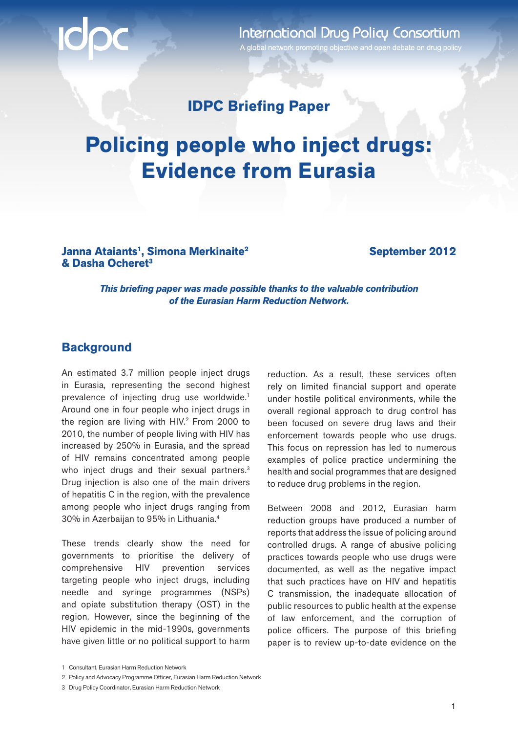International Drug Policy Consortium

A global network promoting objective and open debate on drug policy

## IDPC Briefing Paper

# Policing people who inject drugs: Evidence from Eurasia

**Janna Ataiants[1], Simona Merkinaite[2] & Dasha Ocheret[3]**

**September 2012**

***This briefing paper was made possible thanks to the valuable contribution of the Eurasian Harm Reduction Network.***

## Background

An estimated 3.7 million people inject drugs in Eurasia, representing the second highest prevalence of injecting drug use worldwide.[1] Around one in four people who inject drugs in the region are living with HIV.[2] From 2000 to 2010, the number of people living with HIV has increased by 250% in Eurasia, and the spread of HIV remains concentrated among people who inject drugs and their sexual partners.[3] Drug injection is also one of the main drivers of hepatitis C in the region, with the prevalence among people who inject drugs ranging from 30% in Azerbaijan to 95% in Lithuania.[4]

These trends clearly show the need for governments to prioritise the delivery of comprehensive HIV prevention services targeting people who inject drugs, including needle and syringe programmes (NSPs) and opiate substitution therapy (OST) in the region. However, since the beginning of the HIV epidemic in the mid-1990s, governments have given little or no political support to harm reduction. As a result, these services often rely on limited financial support and operate under hostile political environments, while the overall regional approach to drug control has been focused on severe drug laws and their enforcement towards people who use drugs. This focus on repression has led to numerous examples of police practice undermining the health and social programmes that are designed to reduce drug problems in the region.

Between 2008 and 2012, Eurasian harm reduction groups have produced a number of reports that address the issue of policing around controlled drugs. A range of abusive policing practices towards people who use drugs were documented, as well as the negative impact that such practices have on HIV and hepatitis C transmission, the inadequate allocation of public resources to public health at the expense of law enforcement, and the corruption of police officers. The purpose of this briefing paper is to review up-to-date evidence on the

1 Consultant, Eurasian Harm Reduction Network

2 Policy and Advocacy Programme Officer, Eurasian Harm Reduction Network

3 Drug Policy Coordinator, Eurasian Harm Reduction Network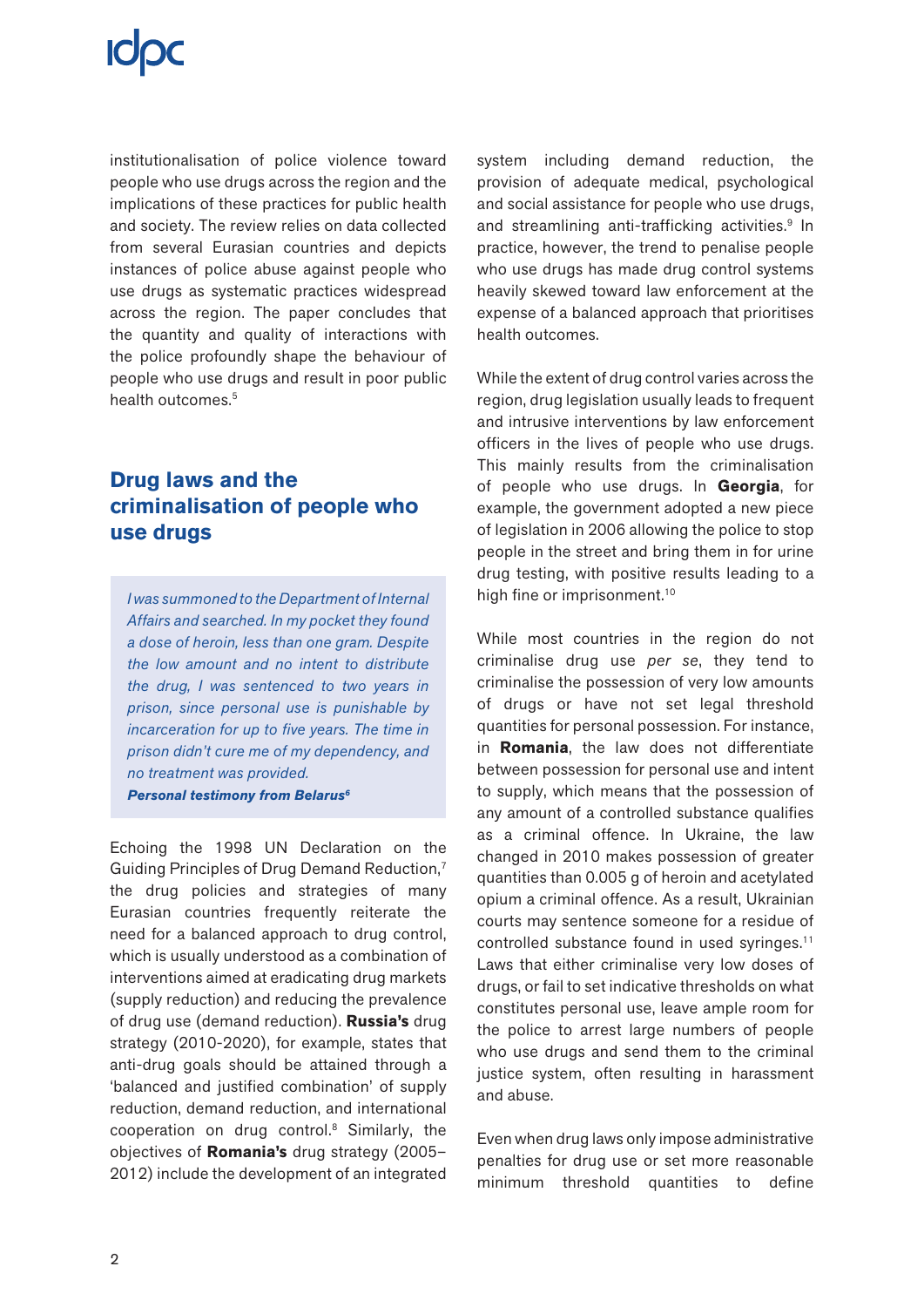institutionalisation of police violence toward people who use drugs across the region and the implications of these practices for public health and society. The review relies on data collected from several Eurasian countries and depicts instances of police abuse against people who use drugs as systematic practices widespread across the region. The paper concludes that the quantity and quality of interactions with the police profoundly shape the behaviour of people who use drugs and result in poor public health outcomes.[5]

## Drug laws and the criminalisation of people who use drugs

> *I was summoned to the Department of Internal Affairs and searched. In my pocket they found a dose of heroin, less than one gram. Despite the low amount and no intent to distribute the drug, I was sentenced to two years in prison, since personal use is punishable by incarceration for up to five years. The time in prison didn't cure me of my dependency, and no treatment was provided.*
>
> ***Personal testimony from Belarus***[6]

Echoing the 1998 UN Declaration on the Guiding Principles of Drug Demand Reduction,[7] the drug policies and strategies of many Eurasian countries frequently reiterate the need for a balanced approach to drug control, which is usually understood as a combination of interventions aimed at eradicating drug markets (supply reduction) and reducing the prevalence of drug use (demand reduction). **Russia's** drug strategy (2010-2020), for example, states that anti-drug goals should be attained through a 'balanced and justified combination' of supply reduction, demand reduction, and international cooperation on drug control.[8] Similarly, the objectives of **Romania's** drug strategy (2005–2012) include the development of an integrated system including demand reduction, the provision of adequate medical, psychological and social assistance for people who use drugs, and streamlining anti-trafficking activities.[9] In practice, however, the trend to penalise people who use drugs has made drug control systems heavily skewed toward law enforcement at the expense of a balanced approach that prioritises health outcomes.

While the extent of drug control varies across the region, drug legislation usually leads to frequent and intrusive interventions by law enforcement officers in the lives of people who use drugs. This mainly results from the criminalisation of people who use drugs. In **Georgia**, for example, the government adopted a new piece of legislation in 2006 allowing the police to stop people in the street and bring them in for urine drug testing, with positive results leading to a high fine or imprisonment.[10]

While most countries in the region do not criminalise drug use *per se*, they tend to criminalise the possession of very low amounts of drugs or have not set legal threshold quantities for personal possession. For instance, in **Romania**, the law does not differentiate between possession for personal use and intent to supply, which means that the possession of any amount of a controlled substance qualifies as a criminal offence. In Ukraine, the law changed in 2010 makes possession of greater quantities than 0.005 g of heroin and acetylated opium a criminal offence. As a result, Ukrainian courts may sentence someone for a residue of controlled substance found in used syringes.[11] Laws that either criminalise very low doses of drugs, or fail to set indicative thresholds on what constitutes personal use, leave ample room for the police to arrest large numbers of people who use drugs and send them to the criminal justice system, often resulting in harassment and abuse.

Even when drug laws only impose administrative penalties for drug use or set more reasonable minimum threshold quantities to define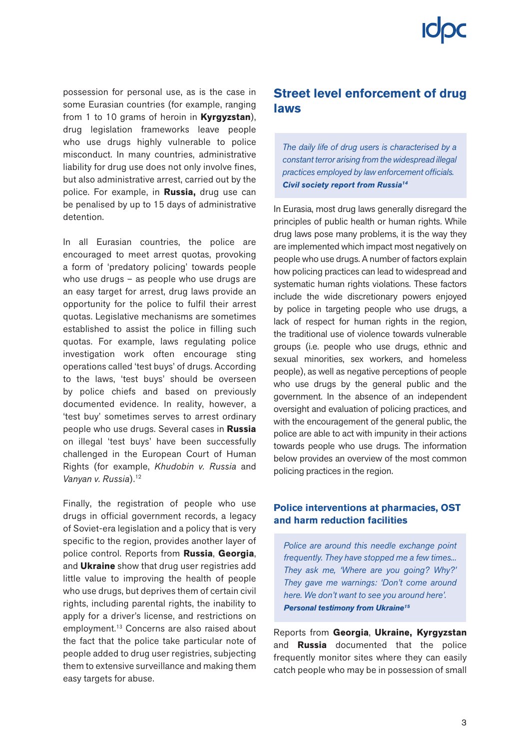possession for personal use, as is the case in some Eurasian countries (for example, ranging from 1 to 10 grams of heroin in **Kyrgyzstan**), drug legislation frameworks leave people who use drugs highly vulnerable to police misconduct. In many countries, administrative liability for drug use does not only involve fines, but also administrative arrest, carried out by the police. For example, in **Russia,** drug use can be penalised by up to 15 days of administrative detention.

In all Eurasian countries, the police are encouraged to meet arrest quotas, provoking a form of 'predatory policing' towards people who use drugs – as people who use drugs are an easy target for arrest, drug laws provide an opportunity for the police to fulfil their arrest quotas. Legislative mechanisms are sometimes established to assist the police in filling such quotas. For example, laws regulating police investigation work often encourage sting operations called 'test buys' of drugs. According to the laws, 'test buys' should be overseen by police chiefs and based on previously documented evidence. In reality, however, a 'test buy' sometimes serves to arrest ordinary people who use drugs. Several cases in **Russia** on illegal 'test buys' have been successfully challenged in the European Court of Human Rights (for example, *Khudobin v. Russia* and *Vanyan v. Russia*).[12]

Finally, the registration of people who use drugs in official government records, a legacy of Soviet-era legislation and a policy that is very specific to the region, provides another layer of police control. Reports from **Russia**, **Georgia**, and **Ukraine** show that drug user registries add little value to improving the health of people who use drugs, but deprives them of certain civil rights, including parental rights, the inability to apply for a driver's license, and restrictions on employment.[13] Concerns are also raised about the fact that the police take particular note of people added to drug user registries, subjecting them to extensive surveillance and making them easy targets for abuse.

## Street level enforcement of drug laws

> *The daily life of drug users is characterised by a constant terror arising from the widespread illegal practices employed by law enforcement officials.*
> ***Civil society report from Russia***[14]

In Eurasia, most drug laws generally disregard the principles of public health or human rights. While drug laws pose many problems, it is the way they are implemented which impact most negatively on people who use drugs. A number of factors explain how policing practices can lead to widespread and systematic human rights violations. These factors include the wide discretionary powers enjoyed by police in targeting people who use drugs, a lack of respect for human rights in the region, the traditional use of violence towards vulnerable groups (i.e. people who use drugs, ethnic and sexual minorities, sex workers, and homeless people), as well as negative perceptions of people who use drugs by the general public and the government. In the absence of an independent oversight and evaluation of policing practices, and with the encouragement of the general public, the police are able to act with impunity in their actions towards people who use drugs. The information below provides an overview of the most common policing practices in the region.

### Police interventions at pharmacies, OST and harm reduction facilities

> *Police are around this needle exchange point frequently. They have stopped me a few times... They ask me, 'Where are you going? Why?' They gave me warnings: 'Don't come around here. We don't want to see you around here'.*
> ***Personal testimony from Ukraine***[15]

Reports from **Georgia**, **Ukraine, Kyrgyzstan** and **Russia** documented that the police frequently monitor sites where they can easily catch people who may be in possession of small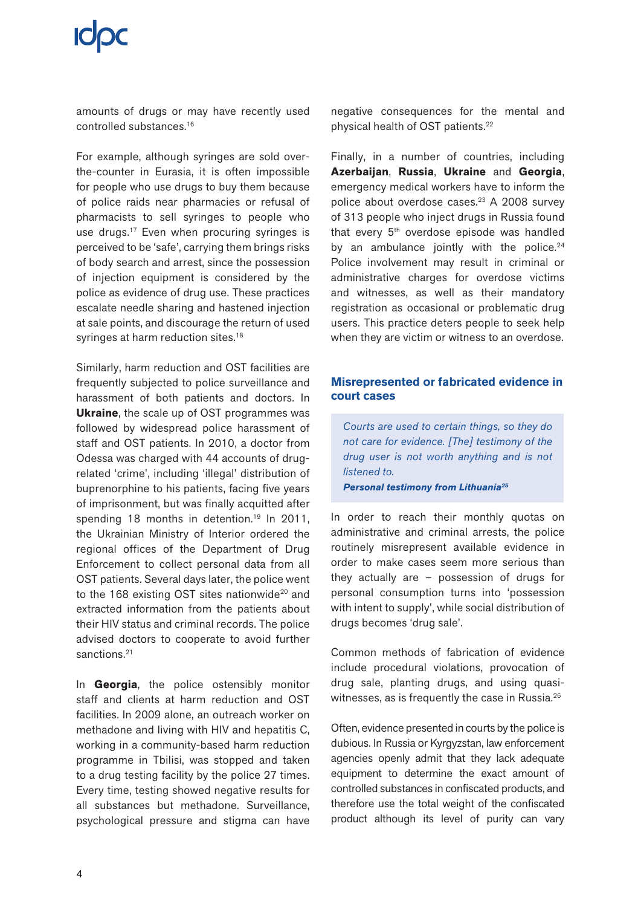amounts of drugs or may have recently used controlled substances.[16]

For example, although syringes are sold over-the-counter in Eurasia, it is often impossible for people who use drugs to buy them because of police raids near pharmacies or refusal of pharmacists to sell syringes to people who use drugs.[17] Even when procuring syringes is perceived to be 'safe', carrying them brings risks of body search and arrest, since the possession of injection equipment is considered by the police as evidence of drug use. These practices escalate needle sharing and hastened injection at sale points, and discourage the return of used syringes at harm reduction sites.[18]

Similarly, harm reduction and OST facilities are frequently subjected to police surveillance and harassment of both patients and doctors. In **Ukraine**, the scale up of OST programmes was followed by widespread police harassment of staff and OST patients. In 2010, a doctor from Odessa was charged with 44 accounts of drug-related 'crime', including 'illegal' distribution of buprenorphine to his patients, facing five years of imprisonment, but was finally acquitted after spending 18 months in detention.[19] In 2011, the Ukrainian Ministry of Interior ordered the regional offices of the Department of Drug Enforcement to collect personal data from all OST patients. Several days later, the police went to the 168 existing OST sites nationwide[20] and extracted information from the patients about their HIV status and criminal records. The police advised doctors to cooperate to avoid further sanctions.[21]

In **Georgia**, the police ostensibly monitor staff and clients at harm reduction and OST facilities. In 2009 alone, an outreach worker on methadone and living with HIV and hepatitis C, working in a community-based harm reduction programme in Tbilisi, was stopped and taken to a drug testing facility by the police 27 times. Every time, testing showed negative results for all substances but methadone. Surveillance, psychological pressure and stigma can have negative consequences for the mental and physical health of OST patients.[22]

Finally, in a number of countries, including **Azerbaijan**, **Russia**, **Ukraine** and **Georgia**, emergency medical workers have to inform the police about overdose cases.[23] A 2008 survey of 313 people who inject drugs in Russia found that every 5th overdose episode was handled by an ambulance jointly with the police.[24] Police involvement may result in criminal or administrative charges for overdose victims and witnesses, as well as their mandatory registration as occasional or problematic drug users. This practice deters people to seek help when they are victim or witness to an overdose.

### Misrepresented or fabricated evidence in court cases

> *Courts are used to certain things, so they do not care for evidence. [The] testimony of the drug user is not worth anything and is not listened to.*
> ***Personal testimony from Lithuania[25]***

In order to reach their monthly quotas on administrative and criminal arrests, the police routinely misrepresent available evidence in order to make cases seem more serious than they actually are – possession of drugs for personal consumption turns into 'possession with intent to supply', while social distribution of drugs becomes 'drug sale'.

Common methods of fabrication of evidence include procedural violations, provocation of drug sale, planting drugs, and using quasi-witnesses, as is frequently the case in Russia.[26]

Often, evidence presented in courts by the police is dubious. In Russia or Kyrgyzstan, law enforcement agencies openly admit that they lack adequate equipment to determine the exact amount of controlled substances in confiscated products, and therefore use the total weight of the confiscated product although its level of purity can vary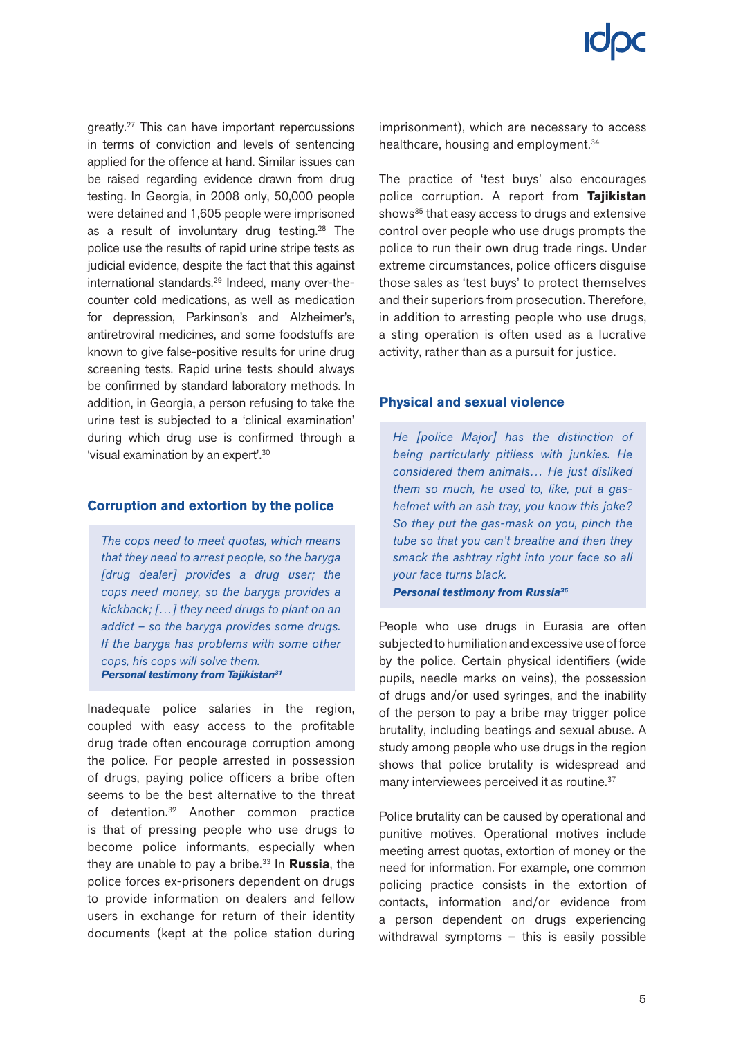greatly.[27] This can have important repercussions in terms of conviction and levels of sentencing applied for the offence at hand. Similar issues can be raised regarding evidence drawn from drug testing. In Georgia, in 2008 only, 50,000 people were detained and 1,605 people were imprisoned as a result of involuntary drug testing.[28] The police use the results of rapid urine stripe tests as judicial evidence, despite the fact that this against international standards.[29] Indeed, many over-the-counter cold medications, as well as medication for depression, Parkinson's and Alzheimer's, antiretroviral medicines, and some foodstuffs are known to give false-positive results for urine drug screening tests. Rapid urine tests should always be confirmed by standard laboratory methods. In addition, in Georgia, a person refusing to take the urine test is subjected to a 'clinical examination' during which drug use is confirmed through a 'visual examination by an expert'.[30]

## Corruption and extortion by the police

> *The cops need to meet quotas, which means that they need to arrest people, so the baryga [drug dealer] provides a drug user; the cops need money, so the baryga provides a kickback; […] they need drugs to plant on an addict – so the baryga provides some drugs. If the baryga has problems with some other cops, his cops will solve them.*
> ***Personal testimony from Tajikistan[31]***

Inadequate police salaries in the region, coupled with easy access to the profitable drug trade often encourage corruption among the police. For people arrested in possession of drugs, paying police officers a bribe often seems to be the best alternative to the threat of detention.[32] Another common practice is that of pressing people who use drugs to become police informants, especially when they are unable to pay a bribe.[33] In **Russia**, the police forces ex-prisoners dependent on drugs to provide information on dealers and fellow users in exchange for return of their identity documents (kept at the police station during imprisonment), which are necessary to access healthcare, housing and employment.[34]

The practice of 'test buys' also encourages police corruption. A report from **Tajikistan** shows[35] that easy access to drugs and extensive control over people who use drugs prompts the police to run their own drug trade rings. Under extreme circumstances, police officers disguise those sales as 'test buys' to protect themselves and their superiors from prosecution. Therefore, in addition to arresting people who use drugs, a sting operation is often used as a lucrative activity, rather than as a pursuit for justice.

## Physical and sexual violence

> *He [police Major] has the distinction of being particularly pitiless with junkies. He considered them animals… He just disliked them so much, he used to, like, put a gas-helmet with an ash tray, you know this joke? So they put the gas-mask on you, pinch the tube so that you can't breathe and then they smack the ashtray right into your face so all your face turns black.*
> ***Personal testimony from Russia[36]***

People who use drugs in Eurasia are often subjected to humiliation and excessive use of force by the police. Certain physical identifiers (wide pupils, needle marks on veins), the possession of drugs and/or used syringes, and the inability of the person to pay a bribe may trigger police brutality, including beatings and sexual abuse. A study among people who use drugs in the region shows that police brutality is widespread and many interviewees perceived it as routine.[37]

Police brutality can be caused by operational and punitive motives. Operational motives include meeting arrest quotas, extortion of money or the need for information. For example, one common policing practice consists in the extortion of contacts, information and/or evidence from a person dependent on drugs experiencing withdrawal symptoms – this is easily possible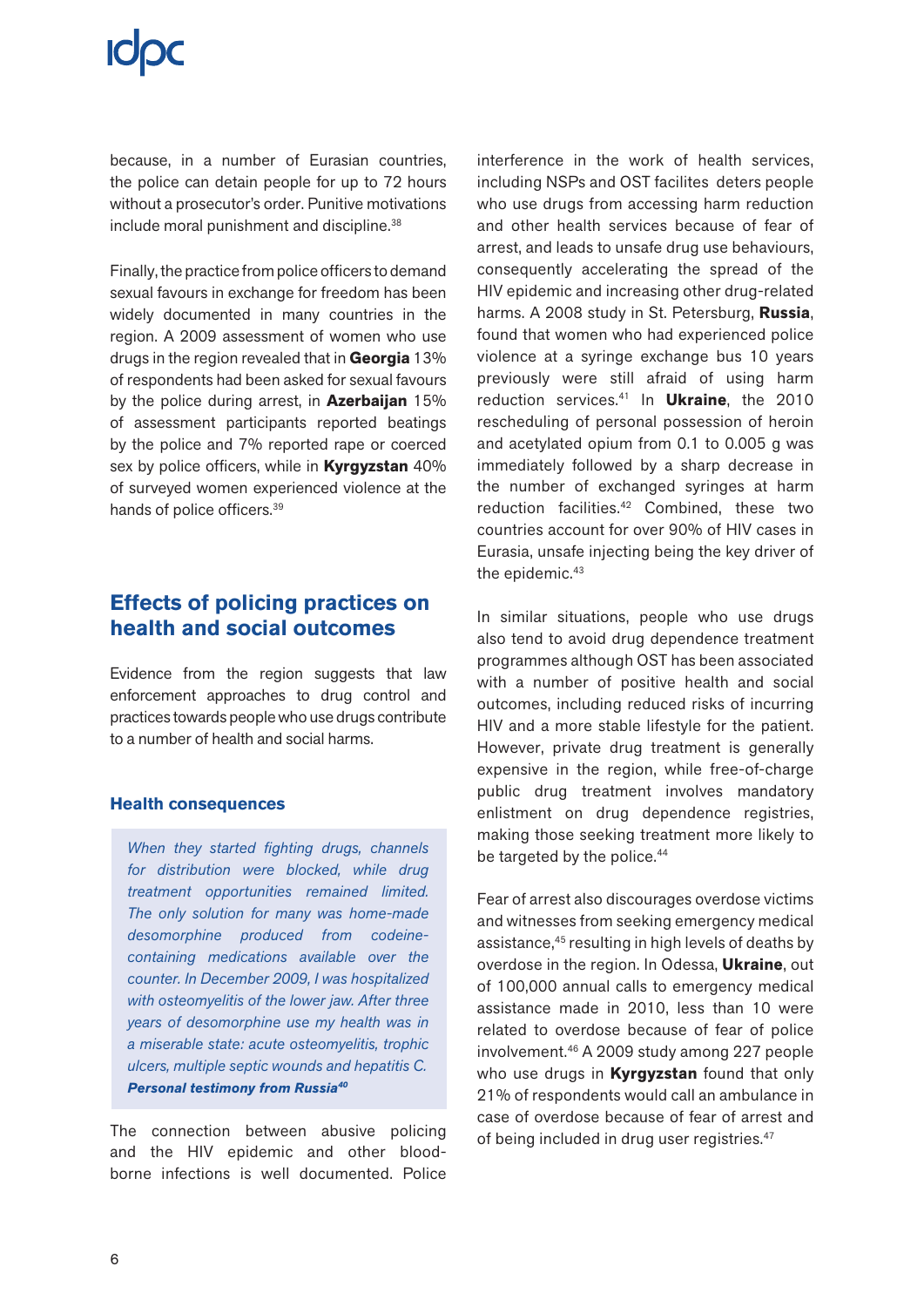because, in a number of Eurasian countries, the police can detain people for up to 72 hours without a prosecutor's order. Punitive motivations include moral punishment and discipline.[38]

Finally, the practice from police officers to demand sexual favours in exchange for freedom has been widely documented in many countries in the region. A 2009 assessment of women who use drugs in the region revealed that in **Georgia** 13% of respondents had been asked for sexual favours by the police during arrest, in **Azerbaijan** 15% of assessment participants reported beatings by the police and 7% reported rape or coerced sex by police officers, while in **Kyrgyzstan** 40% of surveyed women experienced violence at the hands of police officers.[39]

## Effects of policing practices on health and social outcomes

Evidence from the region suggests that law enforcement approaches to drug control and practices towards people who use drugs contribute to a number of health and social harms.

### Health consequences

> *When they started fighting drugs, channels for distribution were blocked, while drug treatment opportunities remained limited. The only solution for many was home-made desomorphine produced from codeine-containing medications available over the counter. In December 2009, I was hospitalized with osteomyelitis of the lower jaw. After three years of desomorphine use my health was in a miserable state: acute osteomyelitis, trophic ulcers, multiple septic wounds and hepatitis C.*
> ***Personal testimony from Russia[40]***

The connection between abusive policing and the HIV epidemic and other blood-borne infections is well documented. Police interference in the work of health services, including NSPs and OST facilites deters people who use drugs from accessing harm reduction and other health services because of fear of arrest, and leads to unsafe drug use behaviours, consequently accelerating the spread of the HIV epidemic and increasing other drug-related harms. A 2008 study in St. Petersburg, **Russia**, found that women who had experienced police violence at a syringe exchange bus 10 years previously were still afraid of using harm reduction services.[41] In **Ukraine**, the 2010 rescheduling of personal possession of heroin and acetylated opium from 0.1 to 0.005 g was immediately followed by a sharp decrease in the number of exchanged syringes at harm reduction facilities.[42] Combined, these two countries account for over 90% of HIV cases in Eurasia, unsafe injecting being the key driver of the epidemic.[43]

In similar situations, people who use drugs also tend to avoid drug dependence treatment programmes although OST has been associated with a number of positive health and social outcomes, including reduced risks of incurring HIV and a more stable lifestyle for the patient. However, private drug treatment is generally expensive in the region, while free-of-charge public drug treatment involves mandatory enlistment on drug dependence registries, making those seeking treatment more likely to be targeted by the police.[44]

Fear of arrest also discourages overdose victims and witnesses from seeking emergency medical assistance,[45] resulting in high levels of deaths by overdose in the region. In Odessa, **Ukraine**, out of 100,000 annual calls to emergency medical assistance made in 2010, less than 10 were related to overdose because of fear of police involvement.[46] A 2009 study among 227 people who use drugs in **Kyrgyzstan** found that only 21% of respondents would call an ambulance in case of overdose because of fear of arrest and of being included in drug user registries.[47]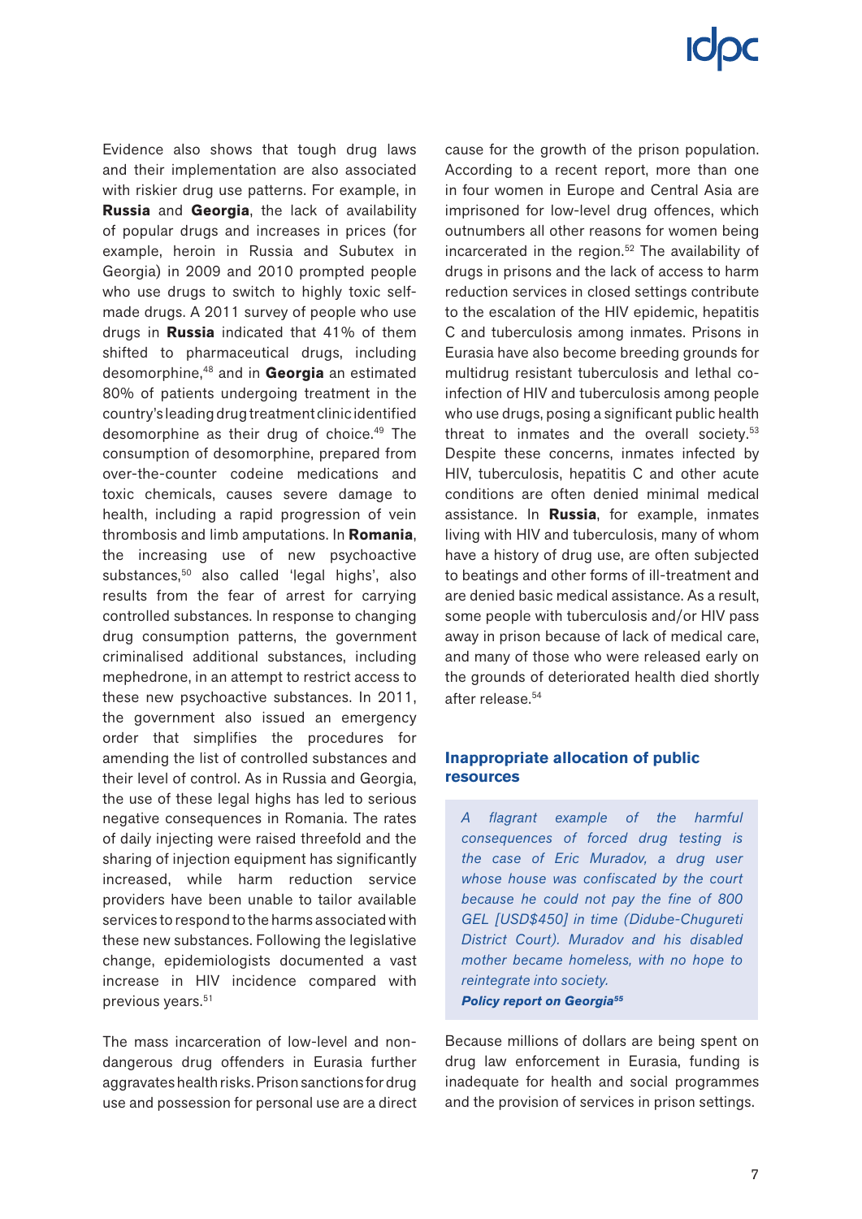Evidence also shows that tough drug laws and their implementation are also associated with riskier drug use patterns. For example, in **Russia** and **Georgia**, the lack of availability of popular drugs and increases in prices (for example, heroin in Russia and Subutex in Georgia) in 2009 and 2010 prompted people who use drugs to switch to highly toxic self-made drugs. A 2011 survey of people who use drugs in **Russia** indicated that 41% of them shifted to pharmaceutical drugs, including desomorphine,[48] and in **Georgia** an estimated 80% of patients undergoing treatment in the country's leading drug treatment clinic identified desomorphine as their drug of choice.[49] The consumption of desomorphine, prepared from over-the-counter codeine medications and toxic chemicals, causes severe damage to health, including a rapid progression of vein thrombosis and limb amputations. In **Romania**, the increasing use of new psychoactive substances,[50] also called 'legal highs', also results from the fear of arrest for carrying controlled substances. In response to changing drug consumption patterns, the government criminalised additional substances, including mephedrone, in an attempt to restrict access to these new psychoactive substances. In 2011, the government also issued an emergency order that simplifies the procedures for amending the list of controlled substances and their level of control. As in Russia and Georgia, the use of these legal highs has led to serious negative consequences in Romania. The rates of daily injecting were raised threefold and the sharing of injection equipment has significantly increased, while harm reduction service providers have been unable to tailor available services to respond to the harms associated with these new substances. Following the legislative change, epidemiologists documented a vast increase in HIV incidence compared with previous years.[51]

The mass incarceration of low-level and non-dangerous drug offenders in Eurasia further aggravates health risks. Prison sanctions for drug use and possession for personal use are a direct cause for the growth of the prison population. According to a recent report, more than one in four women in Europe and Central Asia are imprisoned for low-level drug offences, which outnumbers all other reasons for women being incarcerated in the region.[52] The availability of drugs in prisons and the lack of access to harm reduction services in closed settings contribute to the escalation of the HIV epidemic, hepatitis C and tuberculosis among inmates. Prisons in Eurasia have also become breeding grounds for multidrug resistant tuberculosis and lethal co-infection of HIV and tuberculosis among people who use drugs, posing a significant public health threat to inmates and the overall society.[53] Despite these concerns, inmates infected by HIV, tuberculosis, hepatitis C and other acute conditions are often denied minimal medical assistance. In **Russia**, for example, inmates living with HIV and tuberculosis, many of whom have a history of drug use, are often subjected to beatings and other forms of ill-treatment and are denied basic medical assistance. As a result, some people with tuberculosis and/or HIV pass away in prison because of lack of medical care, and many of those who were released early on the grounds of deteriorated health died shortly after release.[54]

## Inappropriate allocation of public resources

> *A flagrant example of the harmful consequences of forced drug testing is the case of Eric Muradov, a drug user whose house was confiscated by the court because he could not pay the fine of 800 GEL [USD$450] in time (Didube-Chugureti District Court). Muradov and his disabled mother became homeless, with no hope to reintegrate into society.*
>
> ***Policy report on Georgia[55]***

Because millions of dollars are being spent on drug law enforcement in Eurasia, funding is inadequate for health and social programmes and the provision of services in prison settings.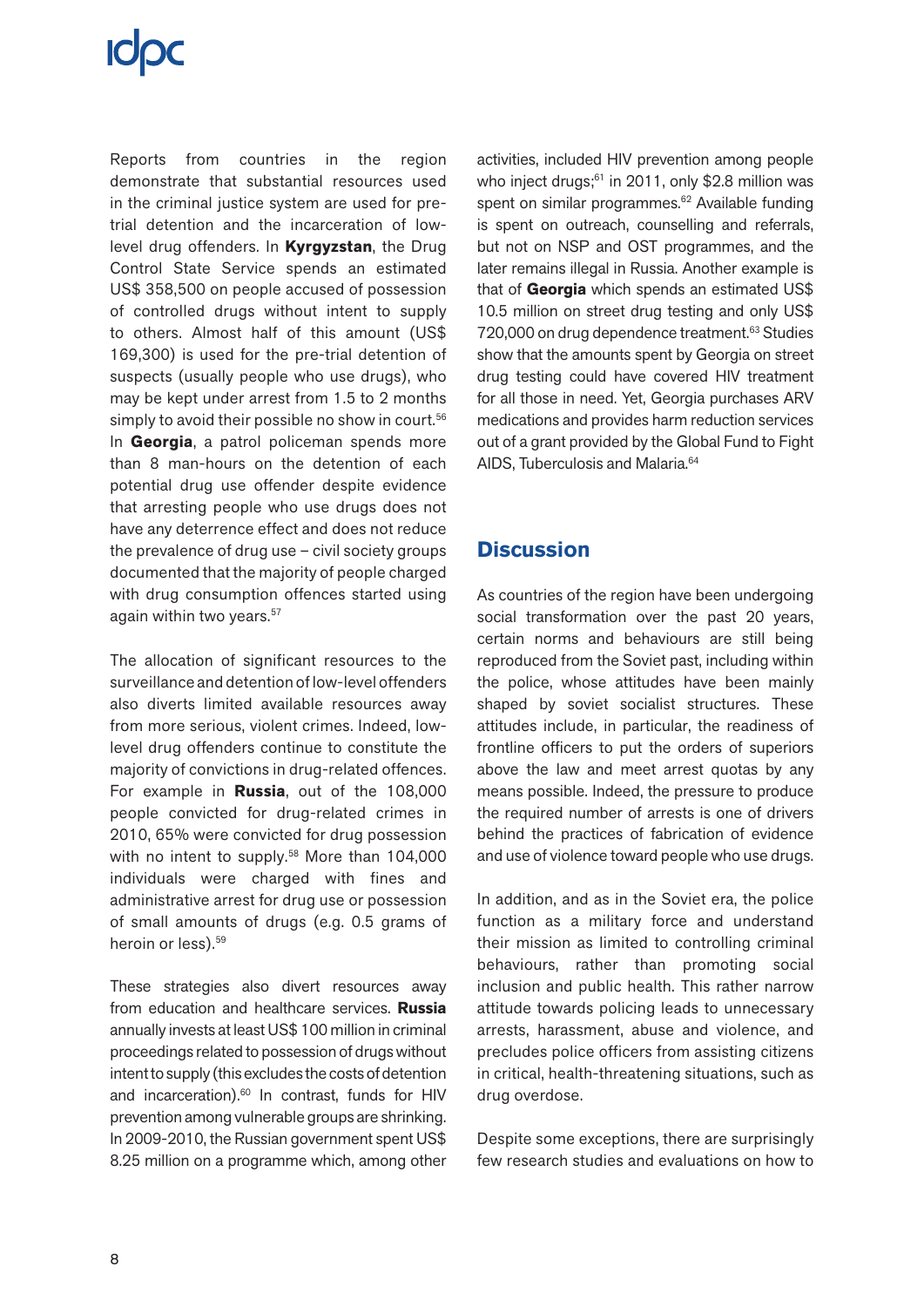Reports from countries in the region demonstrate that substantial resources used in the criminal justice system are used for pre-trial detention and the incarceration of low-level drug offenders. In **Kyrgyzstan**, the Drug Control State Service spends an estimated US$ 358,500 on people accused of possession of controlled drugs without intent to supply to others. Almost half of this amount (US$ 169,300) is used for the pre-trial detention of suspects (usually people who use drugs), who may be kept under arrest from 1.5 to 2 months simply to avoid their possible no show in court.[56] In **Georgia**, a patrol policeman spends more than 8 man-hours on the detention of each potential drug use offender despite evidence that arresting people who use drugs does not have any deterrence effect and does not reduce the prevalence of drug use – civil society groups documented that the majority of people charged with drug consumption offences started using again within two years.[57]

The allocation of significant resources to the surveillance and detention of low-level offenders also diverts limited available resources away from more serious, violent crimes. Indeed, low-level drug offenders continue to constitute the majority of convictions in drug-related offences. For example in **Russia**, out of the 108,000 people convicted for drug-related crimes in 2010, 65% were convicted for drug possession with no intent to supply.[58] More than 104,000 individuals were charged with fines and administrative arrest for drug use or possession of small amounts of drugs (e.g. 0.5 grams of heroin or less).[59]

These strategies also divert resources away from education and healthcare services. **Russia** annually invests at least US$ 100 million in criminal proceedings related to possession of drugs without intent to supply (this excludes the costs of detention and incarceration).[60] In contrast, funds for HIV prevention among vulnerable groups are shrinking. In 2009-2010, the Russian government spent US$ 8.25 million on a programme which, among other activities, included HIV prevention among people who inject drugs;[61] in 2011, only $2.8 million was spent on similar programmes.[62] Available funding is spent on outreach, counselling and referrals, but not on NSP and OST programmes, and the later remains illegal in Russia. Another example is that of **Georgia** which spends an estimated US$ 10.5 million on street drug testing and only US$ 720,000 on drug dependence treatment.[63] Studies show that the amounts spent by Georgia on street drug testing could have covered HIV treatment for all those in need. Yet, Georgia purchases ARV medications and provides harm reduction services out of a grant provided by the Global Fund to Fight AIDS, Tuberculosis and Malaria.[64]

## Discussion

As countries of the region have been undergoing social transformation over the past 20 years, certain norms and behaviours are still being reproduced from the Soviet past, including within the police, whose attitudes have been mainly shaped by soviet socialist structures. These attitudes include, in particular, the readiness of frontline officers to put the orders of superiors above the law and meet arrest quotas by any means possible. Indeed, the pressure to produce the required number of arrests is one of drivers behind the practices of fabrication of evidence and use of violence toward people who use drugs.

In addition, and as in the Soviet era, the police function as a military force and understand their mission as limited to controlling criminal behaviours, rather than promoting social inclusion and public health. This rather narrow attitude towards policing leads to unnecessary arrests, harassment, abuse and violence, and precludes police officers from assisting citizens in critical, health-threatening situations, such as drug overdose.

Despite some exceptions, there are surprisingly few research studies and evaluations on how to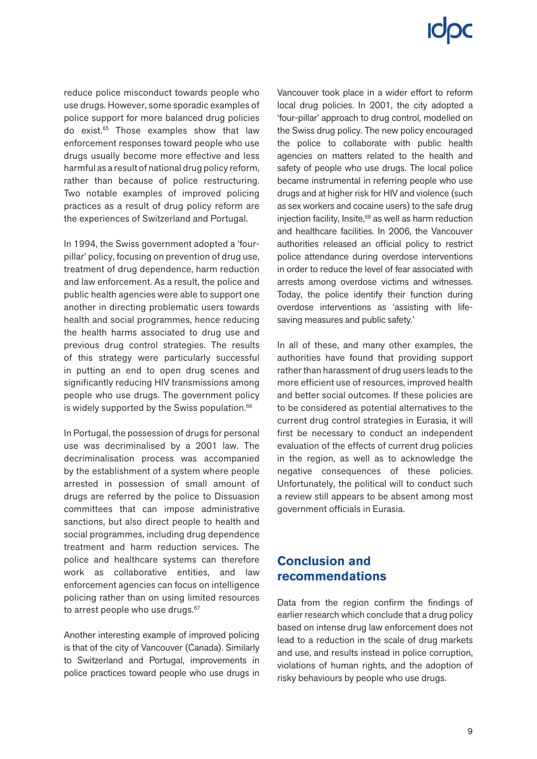reduce police misconduct towards people who use drugs. However, some sporadic examples of police support for more balanced drug policies do exist.[65] Those examples show that law enforcement responses toward people who use drugs usually become more effective and less harmful as a result of national drug policy reform, rather than because of police restructuring. Two notable examples of improved policing practices as a result of drug policy reform are the experiences of Switzerland and Portugal.

In 1994, the Swiss government adopted a 'four-pillar' policy, focusing on prevention of drug use, treatment of drug dependence, harm reduction and law enforcement. As a result, the police and public health agencies were able to support one another in directing problematic users towards health and social programmes, hence reducing the health harms associated to drug use and previous drug control strategies. The results of this strategy were particularly successful in putting an end to open drug scenes and significantly reducing HIV transmissions among people who use drugs. The government policy is widely supported by the Swiss population.[66]

In Portugal, the possession of drugs for personal use was decriminalised by a 2001 law. The decriminalisation process was accompanied by the establishment of a system where people arrested in possession of small amount of drugs are referred by the police to Dissuasion committees that can impose administrative sanctions, but also direct people to health and social programmes, including drug dependence treatment and harm reduction services. The police and healthcare systems can therefore work as collaborative entities, and law enforcement agencies can focus on intelligence policing rather than on using limited resources to arrest people who use drugs.[67]

Another interesting example of improved policing is that of the city of Vancouver (Canada). Similarly to Switzerland and Portugal, improvements in police practices toward people who use drugs in Vancouver took place in a wider effort to reform local drug policies. In 2001, the city adopted a 'four-pillar' approach to drug control, modelled on the Swiss drug policy. The new policy encouraged the police to collaborate with public health agencies on matters related to the health and safety of people who use drugs. The local police became instrumental in referring people who use drugs and at higher risk for HIV and violence (such as sex workers and cocaine users) to the safe drug injection facility, Insite,[68] as well as harm reduction and healthcare facilities. In 2006, the Vancouver authorities released an official policy to restrict police attendance during overdose interventions in order to reduce the level of fear associated with arrests among overdose victims and witnesses. Today, the police identify their function during overdose interventions as 'assisting with life-saving measures and public safety.'

In all of these, and many other examples, the authorities have found that providing support rather than harassment of drug users leads to the more efficient use of resources, improved health and better social outcomes. If these policies are to be considered as potential alternatives to the current drug control strategies in Eurasia, it will first be necessary to conduct an independent evaluation of the effects of current drug policies in the region, as well as to acknowledge the negative consequences of these policies. Unfortunately, the political will to conduct such a review still appears to be absent among most government officials in Eurasia.

## Conclusion and recommendations

Data from the region confirm the findings of earlier research which conclude that a drug policy based on intense drug law enforcement does not lead to a reduction in the scale of drug markets and use, and results instead in police corruption, violations of human rights, and the adoption of risky behaviours by people who use drugs.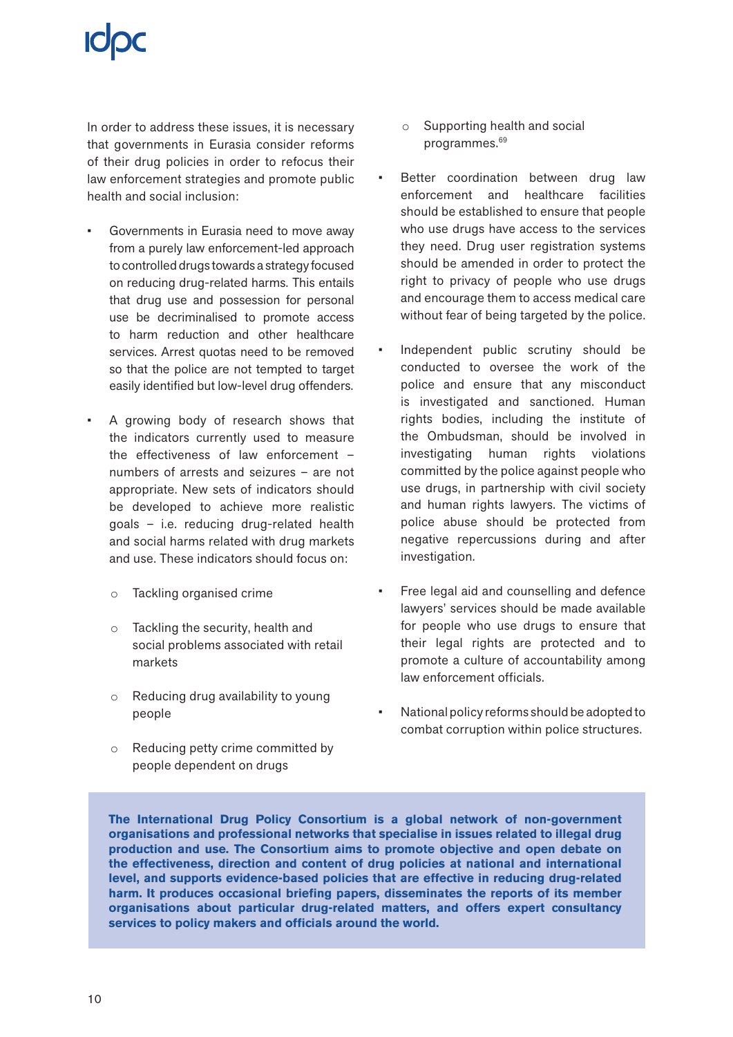In order to address these issues, it is necessary that governments in Eurasia consider reforms of their drug policies in order to refocus their law enforcement strategies and promote public health and social inclusion:

- Governments in Eurasia need to move away from a purely law enforcement-led approach to controlled drugs towards a strategy focused on reducing drug-related harms. This entails that drug use and possession for personal use be decriminalised to promote access to harm reduction and other healthcare services. Arrest quotas need to be removed so that the police are not tempted to target easily identified but low-level drug offenders.

- A growing body of research shows that the indicators currently used to measure the effectiveness of law enforcement – numbers of arrests and seizures – are not appropriate. New sets of indicators should be developed to achieve more realistic goals – i.e. reducing drug-related health and social harms related with drug markets and use. These indicators should focus on:

  - Tackling organised crime
  - Tackling the security, health and social problems associated with retail markets
  - Reducing drug availability to young people
  - Reducing petty crime committed by people dependent on drugs
  - Supporting health and social programmes.[69]

- Better coordination between drug law enforcement and healthcare facilities should be established to ensure that people who use drugs have access to the services they need. Drug user registration systems should be amended in order to protect the right to privacy of people who use drugs and encourage them to access medical care without fear of being targeted by the police.

- Independent public scrutiny should be conducted to oversee the work of the police and ensure that any misconduct is investigated and sanctioned. Human rights bodies, including the institute of the Ombudsman, should be involved in investigating human rights violations committed by the police against people who use drugs, in partnership with civil society and human rights lawyers. The victims of police abuse should be protected from negative repercussions during and after investigation.

- Free legal aid and counselling and defence lawyers' services should be made available for people who use drugs to ensure that their legal rights are protected and to promote a culture of accountability among law enforcement officials.

- National policy reforms should be adopted to combat corruption within police structures.

**The International Drug Policy Consortium is a global network of non-government organisations and professional networks that specialise in issues related to illegal drug production and use. The Consortium aims to promote objective and open debate on the effectiveness, direction and content of drug policies at national and international level, and supports evidence-based policies that are effective in reducing drug-related harm. It produces occasional briefing papers, disseminates the reports of its member organisations about particular drug-related matters, and offers expert consultancy services to policy makers and officials around the world.**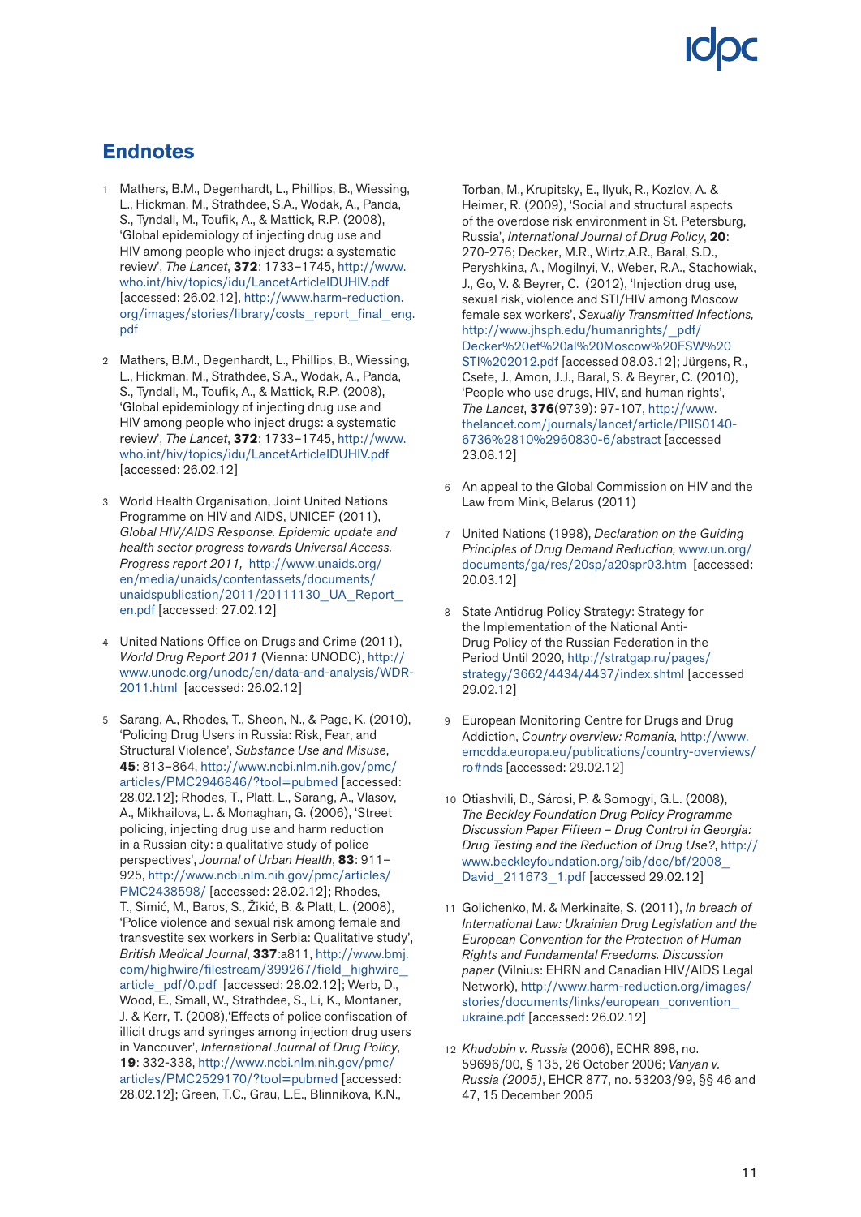## Endnotes

1. Mathers, B.M., Degenhardt, L., Phillips, B., Wiessing, L., Hickman, M., Strathdee, S.A., Wodak, A., Panda, S., Tyndall, M., Toufik, A., & Mattick, R.P. (2008), 'Global epidemiology of injecting drug use and HIV among people who inject drugs: a systematic review', *The Lancet*, **372**: 1733–1745, http://www.who.int/hiv/topics/idu/LancetArticleIDUHIV.pdf [accessed: 26.02.12], http://www.harm-reduction.org/images/stories/library/costs_report_final_eng.pdf

2. Mathers, B.M., Degenhardt, L., Phillips, B., Wiessing, L., Hickman, M., Strathdee, S.A., Wodak, A., Panda, S., Tyndall, M., Toufik, A., & Mattick, R.P. (2008), 'Global epidemiology of injecting drug use and HIV among people who inject drugs: a systematic review', *The Lancet*, **372**: 1733–1745, http://www.who.int/hiv/topics/idu/LancetArticleIDUHIV.pdf [accessed: 26.02.12]

3. World Health Organisation, Joint United Nations Programme on HIV and AIDS, UNICEF (2011), *Global HIV/AIDS Response. Epidemic update and health sector progress towards Universal Access. Progress report 2011,* http://www.unaids.org/en/media/unaids/contentassets/documents/unaidspublication/2011/20111130_UA_Report_en.pdf [accessed: 27.02.12]

4. United Nations Office on Drugs and Crime (2011), *World Drug Report 2011* (Vienna: UNODC), http://www.unodc.org/unodc/en/data-and-analysis/WDR-2011.html [accessed: 26.02.12]

5. Sarang, A., Rhodes, T., Sheon, N., & Page, K. (2010), 'Policing Drug Users in Russia: Risk, Fear, and Structural Violence', *Substance Use and Misuse*, **45**: 813–864, http://www.ncbi.nlm.nih.gov/pmc/articles/PMC2946846/?tool=pubmed [accessed: 28.02.12]; Rhodes, T., Platt, L., Sarang, A., Vlasov, A., Mikhailova, L. & Monaghan, G. (2006), 'Street policing, injecting drug use and harm reduction in a Russian city: a qualitative study of police perspectives', *Journal of Urban Health*, **83**: 911–925, http://www.ncbi.nlm.nih.gov/pmc/articles/PMC2438598/ [accessed: 28.02.12]; Rhodes, T., Simić, M., Baros, S., Žikić, B. & Platt, L. (2008), 'Police violence and sexual risk among female and transvestite sex workers in Serbia: Qualitative study', *British Medical Journal*, **337**:a811, http://www.bmj.com/highwire/filestream/399267/field_highwire_article_pdf/0.pdf [accessed: 28.02.12]; Werb, D., Wood, E., Small, W., Strathdee, S., Li, K., Montaner, J. & Kerr, T. (2008),'Effects of police confiscation of illicit drugs and syringes among injection drug users in Vancouver', *International Journal of Drug Policy*, **19**: 332-338, http://www.ncbi.nlm.nih.gov/pmc/articles/PMC2529170/?tool=pubmed [accessed: 28.02.12]; Green, T.C., Grau, L.E., Blinnikova, K.N., Torban, M., Krupitsky, E., Ilyuk, R., Kozlov, A. & Heimer, R. (2009), 'Social and structural aspects of the overdose risk environment in St. Petersburg, Russia', *International Journal of Drug Policy*, **20**: 270-276; Decker, M.R., Wirtz,A.R., Baral, S.D., Peryshkina, A., Mogilnyi, V., Weber, R.A., Stachowiak, J., Go, V. & Beyrer, C. (2012), 'Injection drug use, sexual risk, violence and STI/HIV among Moscow female sex workers', *Sexually Transmitted Infections,* http://www.jhsph.edu/humanrights/_pdf/Decker%20et%20al%20Moscow%20FSW%20STI%202012.pdf [accessed 08.03.12]; Jürgens, R., Csete, J., Amon, J.J., Baral, S. & Beyrer, C. (2010), 'People who use drugs, HIV, and human rights', *The Lancet*, **376**(9739): 97-107, http://www.thelancet.com/journals/lancet/article/PIIS0140-6736%2810%2960830-6/abstract [accessed 23.08.12]

6. An appeal to the Global Commission on HIV and the Law from Mink, Belarus (2011)

7. United Nations (1998), *Declaration on the Guiding Principles of Drug Demand Reduction,* www.un.org/documents/ga/res/20sp/a20spr03.htm [accessed: 20.03.12]

8. State Antidrug Policy Strategy: Strategy for the Implementation of the National Anti-Drug Policy of the Russian Federation in the Period Until 2020, http://stratgap.ru/pages/strategy/3662/4434/4437/index.shtml [accessed 29.02.12]

9. European Monitoring Centre for Drugs and Drug Addiction, *Country overview: Romania*, http://www.emcdda.europa.eu/publications/country-overviews/ro#nds [accessed: 29.02.12]

10. Otiashvili, D., Sárosi, P. & Somogyi, G.L. (2008), *The Beckley Foundation Drug Policy Programme Discussion Paper Fifteen – Drug Control in Georgia: Drug Testing and the Reduction of Drug Use?*, http://www.beckleyfoundation.org/bib/doc/bf/2008_David_211673_1.pdf [accessed 29.02.12]

11. Golichenko, M. & Merkinaite, S. (2011), *In breach of International Law: Ukrainian Drug Legislation and the European Convention for the Protection of Human Rights and Fundamental Freedoms. Discussion paper* (Vilnius: EHRN and Canadian HIV/AIDS Legal Network), http://www.harm-reduction.org/images/stories/documents/links/european_convention_ukraine.pdf [accessed: 26.02.12]

12. *Khudobin v. Russia* (2006), ECHR 898, no. 59696/00, § 135, 26 October 2006; *Vanyan v. Russia (2005)*, EHCR 877, no. 53203/99, §§ 46 and 47, 15 December 2005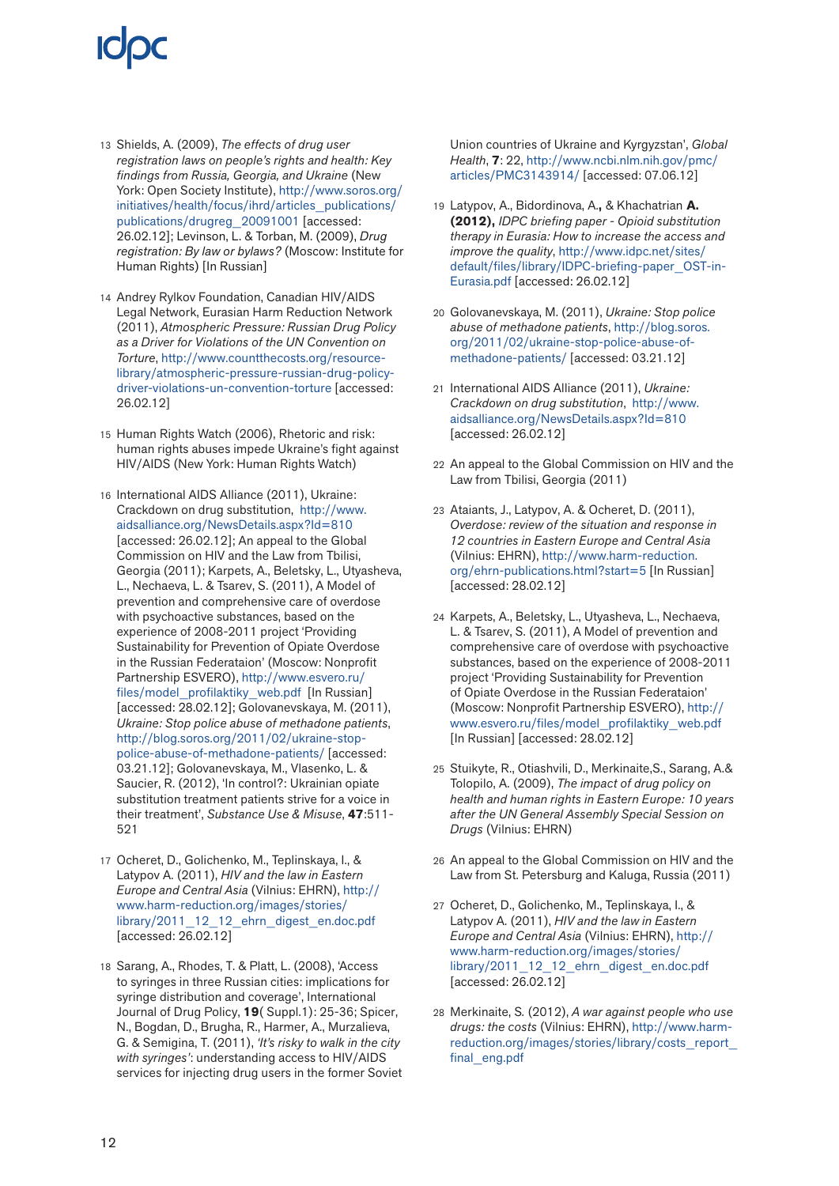13 Shields, A. (2009), *The effects of drug user registration laws on people's rights and health: Key findings from Russia, Georgia, and Ukraine* (New York: Open Society Institute), http://www.soros.org/initiatives/health/focus/ihrd/articles_publications/publications/drugreg_20091001 [accessed: 26.02.12]; Levinson, L. & Torban, M. (2009), *Drug registration: By law or bylaws?* (Moscow: Institute for Human Rights) [In Russian]

14 Andrey Rylkov Foundation, Canadian HIV/AIDS Legal Network, Eurasian Harm Reduction Network (2011), *Atmospheric Pressure: Russian Drug Policy as a Driver for Violations of the UN Convention on Torture*, http://www.countthecosts.org/resource-library/atmospheric-pressure-russian-drug-policy-driver-violations-un-convention-torture [accessed: 26.02.12]

15 Human Rights Watch (2006), Rhetoric and risk: human rights abuses impede Ukraine's fight against HIV/AIDS (New York: Human Rights Watch)

16 International AIDS Alliance (2011), Ukraine: Crackdown on drug substitution, http://www.aidsalliance.org/NewsDetails.aspx?Id=810 [accessed: 26.02.12]; An appeal to the Global Commission on HIV and the Law from Tbilisi, Georgia (2011); Karpets, A., Beletsky, L., Utyasheva, L., Nechaeva, L. & Tsarev, S. (2011), A Model of prevention and comprehensive care of overdose with psychoactive substances, based on the experience of 2008-2011 project 'Providing Sustainability for Prevention of Opiate Overdose in the Russian Federataion' (Moscow: Nonprofit Partnership ESVERO), http://www.esvero.ru/files/model_profilaktiky_web.pdf [In Russian] [accessed: 28.02.12]; Golovanevskaya, M. (2011), *Ukraine: Stop police abuse of methadone patients*, http://blog.soros.org/2011/02/ukraine-stop-police-abuse-of-methadone-patients/ [accessed: 03.21.12]; Golovanevskaya, M., Vlasenko, L. & Saucier, R. (2012), 'In control?: Ukrainian opiate substitution treatment patients strive for a voice in their treatment', *Substance Use & Misuse*, **47**:511-521

17 Ocheret, D., Golichenko, M., Teplinskaya, I., & Latypov A. (2011), *HIV and the law in Eastern Europe and Central Asia* (Vilnius: EHRN), http://www.harm-reduction.org/images/stories/library/2011_12_12_ehrn_digest_en.doc.pdf [accessed: 26.02.12]

18 Sarang, A., Rhodes, T. & Platt, L. (2008), 'Access to syringes in three Russian cities: implications for syringe distribution and coverage', International Journal of Drug Policy, **19**( Suppl.1): 25-36; Spicer, N., Bogdan, D., Brugha, R., Harmer, A., Murzalieva, G. & Semigina, T. (2011), *'It's risky to walk in the city with syringes'*: understanding access to HIV/AIDS services for injecting drug users in the former Soviet Union countries of Ukraine and Kyrgyzstan', *Global Health*, **7**: 22, http://www.ncbi.nlm.nih.gov/pmc/articles/PMC3143914/ [accessed: 07.06.12]

19 Latypov, A., Bidordinova, A.**,** & Khachatrian **A. (2012),** *IDPC briefing paper - Opioid substitution therapy in Eurasia: How to increase the access and improve the quality*, http://www.idpc.net/sites/default/files/library/IDPC-briefing-paper_OST-in-Eurasia.pdf [accessed: 26.02.12]

20 Golovanevskaya, M. (2011), *Ukraine: Stop police abuse of methadone patients*, http://blog.soros.org/2011/02/ukraine-stop-police-abuse-of-methadone-patients/ [accessed: 03.21.12]

21 International AIDS Alliance (2011), *Ukraine: Crackdown on drug substitution*, http://www.aidsalliance.org/NewsDetails.aspx?Id=810 [accessed: 26.02.12]

22 An appeal to the Global Commission on HIV and the Law from Tbilisi, Georgia (2011)

23 Ataiants, J., Latypov, A. & Ocheret, D. (2011), *Overdose: review of the situation and response in 12 countries in Eastern Europe and Central Asia* (Vilnius: EHRN), http://www.harm-reduction.org/ehrn-publications.html?start=5 [In Russian] [accessed: 28.02.12]

24 Karpets, A., Beletsky, L., Utyasheva, L., Nechaeva, L. & Tsarev, S. (2011), A Model of prevention and comprehensive care of overdose with psychoactive substances, based on the experience of 2008-2011 project 'Providing Sustainability for Prevention of Opiate Overdose in the Russian Federataion' (Moscow: Nonprofit Partnership ESVERO), http://www.esvero.ru/files/model_profilaktiky_web.pdf [In Russian] [accessed: 28.02.12]

25 Stuikyte, R., Otiashvili, D., Merkinaite,S., Sarang, A.& Tolopilo, A. (2009), *The impact of drug policy on health and human rights in Eastern Europe: 10 years after the UN General Assembly Special Session on Drugs* (Vilnius: EHRN)

26 An appeal to the Global Commission on HIV and the Law from St. Petersburg and Kaluga, Russia (2011)

27 Ocheret, D., Golichenko, M., Teplinskaya, I., & Latypov A. (2011), *HIV and the law in Eastern Europe and Central Asia* (Vilnius: EHRN), http://www.harm-reduction.org/images/stories/library/2011_12_12_ehrn_digest_en.doc.pdf [accessed: 26.02.12]

28 Merkinaite, S. (2012), *A war against people who use drugs: the costs* (Vilnius: EHRN), http://www.harm-reduction.org/images/stories/library/costs_report_final_eng.pdf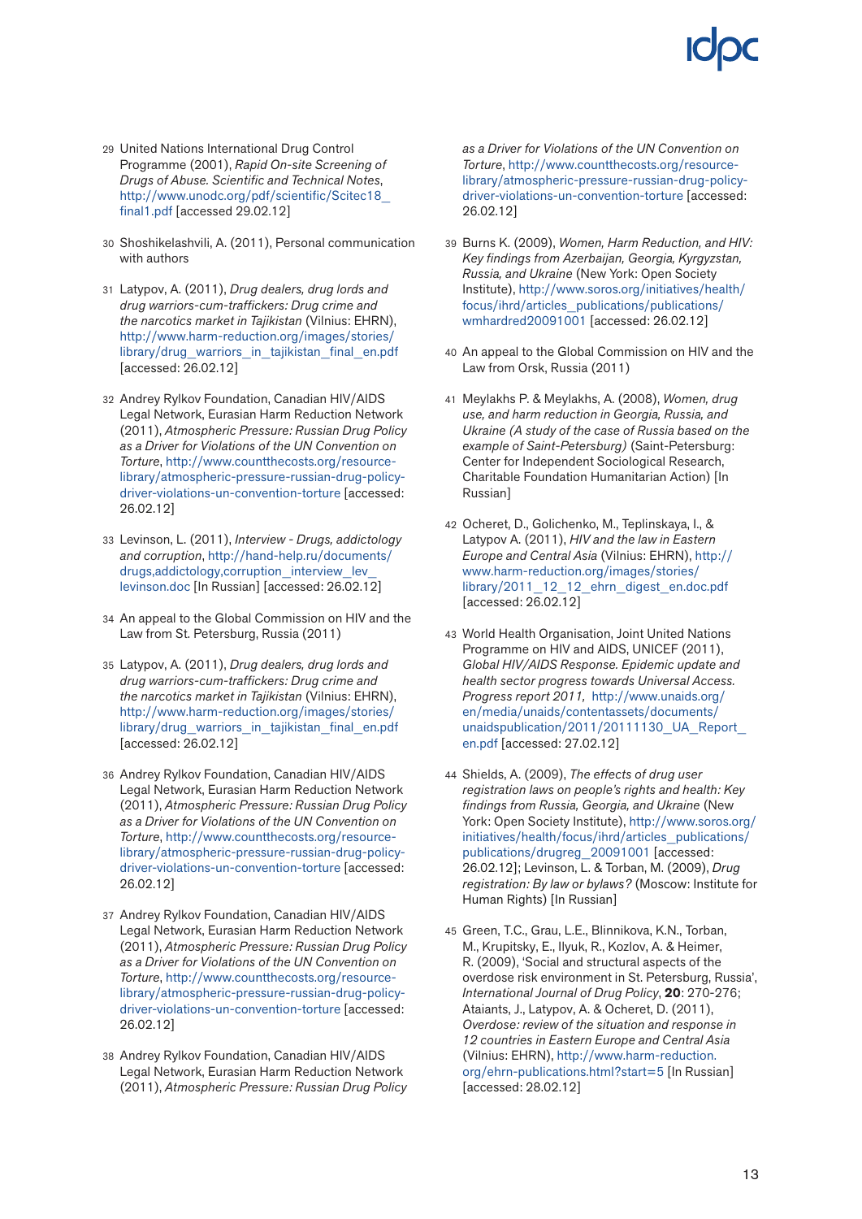29 United Nations International Drug Control Programme (2001), *Rapid On-site Screening of Drugs of Abuse. Scientific and Technical Notes*, http://www.unodc.org/pdf/scientific/Scitec18_final1.pdf [accessed 29.02.12]

30 Shoshikelashvili, A. (2011), Personal communication with authors

31 Latypov, A. (2011), *Drug dealers, drug lords and drug warriors-cum-traffickers: Drug crime and the narcotics market in Tajikistan* (Vilnius: EHRN), http://www.harm-reduction.org/images/stories/library/drug_warriors_in_tajikistan_final_en.pdf [accessed: 26.02.12]

32 Andrey Rylkov Foundation, Canadian HIV/AIDS Legal Network, Eurasian Harm Reduction Network (2011), *Atmospheric Pressure: Russian Drug Policy as a Driver for Violations of the UN Convention on Torture*, http://www.countthecosts.org/resource-library/atmospheric-pressure-russian-drug-policy-driver-violations-un-convention-torture [accessed: 26.02.12]

33 Levinson, L. (2011), *Interview - Drugs, addictology and corruption*, http://hand-help.ru/documents/drugs,addictology,corruption_interview_lev_levinson.doc [In Russian] [accessed: 26.02.12]

34 An appeal to the Global Commission on HIV and the Law from St. Petersburg, Russia (2011)

35 Latypov, A. (2011), *Drug dealers, drug lords and drug warriors-cum-traffickers: Drug crime and the narcotics market in Tajikistan* (Vilnius: EHRN), http://www.harm-reduction.org/images/stories/library/drug_warriors_in_tajikistan_final_en.pdf [accessed: 26.02.12]

36 Andrey Rylkov Foundation, Canadian HIV/AIDS Legal Network, Eurasian Harm Reduction Network (2011), *Atmospheric Pressure: Russian Drug Policy as a Driver for Violations of the UN Convention on Torture*, http://www.countthecosts.org/resource-library/atmospheric-pressure-russian-drug-policy-driver-violations-un-convention-torture [accessed: 26.02.12]

37 Andrey Rylkov Foundation, Canadian HIV/AIDS Legal Network, Eurasian Harm Reduction Network (2011), *Atmospheric Pressure: Russian Drug Policy as a Driver for Violations of the UN Convention on Torture*, http://www.countthecosts.org/resource-library/atmospheric-pressure-russian-drug-policy-driver-violations-un-convention-torture [accessed: 26.02.12]

38 Andrey Rylkov Foundation, Canadian HIV/AIDS Legal Network, Eurasian Harm Reduction Network (2011), *Atmospheric Pressure: Russian Drug Policy as a Driver for Violations of the UN Convention on Torture*, http://www.countthecosts.org/resource-library/atmospheric-pressure-russian-drug-policy-driver-violations-un-convention-torture [accessed: 26.02.12]

39 Burns K. (2009), *Women, Harm Reduction, and HIV: Key findings from Azerbaijan, Georgia, Kyrgyzstan, Russia, and Ukraine* (New York: Open Society Institute), http://www.soros.org/initiatives/health/focus/ihrd/articles_publications/publications/wmhardred20091001 [accessed: 26.02.12]

40 An appeal to the Global Commission on HIV and the Law from Orsk, Russia (2011)

41 Meylakhs P. & Meylakhs, A. (2008), *Women, drug use, and harm reduction in Georgia, Russia, and Ukraine (A study of the case of Russia based on the example of Saint-Petersburg)* (Saint-Petersburg: Center for Independent Sociological Research, Charitable Foundation Humanitarian Action) [In Russian]

42 Ocheret, D., Golichenko, M., Teplinskaya, I., & Latypov A. (2011), *HIV and the law in Eastern Europe and Central Asia* (Vilnius: EHRN), http://www.harm-reduction.org/images/stories/library/2011_12_12_ehrn_digest_en.doc.pdf [accessed: 26.02.12]

43 World Health Organisation, Joint United Nations Programme on HIV and AIDS, UNICEF (2011), *Global HIV/AIDS Response. Epidemic update and health sector progress towards Universal Access. Progress report 2011,* http://www.unaids.org/en/media/unaids/contentassets/documents/unaidspublication/2011/20111130_UA_Report_en.pdf [accessed: 27.02.12]

44 Shields, A. (2009), *The effects of drug user registration laws on people's rights and health: Key findings from Russia, Georgia, and Ukraine* (New York: Open Society Institute), http://www.soros.org/initiatives/health/focus/ihrd/articles_publications/publications/drugreg_20091001 [accessed: 26.02.12]; Levinson, L. & Torban, M. (2009), *Drug registration: By law or bylaws?* (Moscow: Institute for Human Rights) [In Russian]

45 Green, T.C., Grau, L.E., Blinnikova, K.N., Torban, M., Krupitsky, E., Ilyuk, R., Kozlov, A. & Heimer, R. (2009), 'Social and structural aspects of the overdose risk environment in St. Petersburg, Russia', *International Journal of Drug Policy*, **20**: 270-276; Ataiants, J., Latypov, A. & Ocheret, D. (2011), *Overdose: review of the situation and response in 12 countries in Eastern Europe and Central Asia* (Vilnius: EHRN), http://www.harm-reduction.org/ehrn-publications.html?start=5 [In Russian] [accessed: 28.02.12]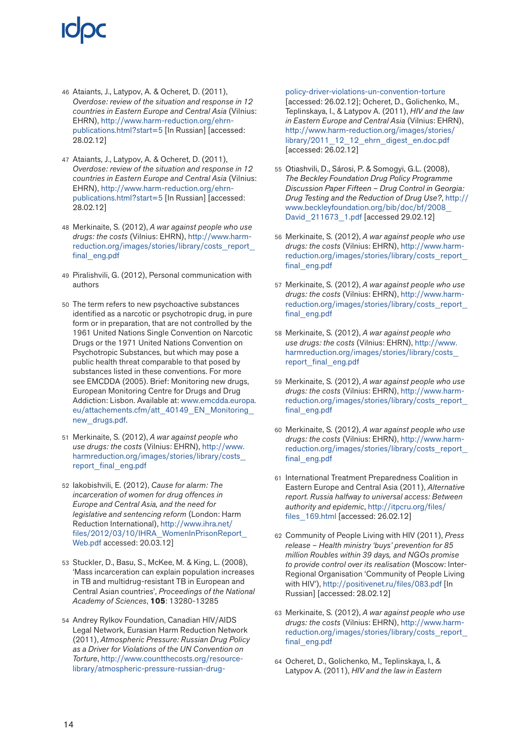46 Ataiants, J., Latypov, A. & Ocheret, D. (2011), *Overdose: review of the situation and response in 12 countries in Eastern Europe and Central Asia* (Vilnius: EHRN), http://www.harm-reduction.org/ehrn-publications.html?start=5 [In Russian] [accessed: 28.02.12]

47 Ataiants, J., Latypov, A. & Ocheret, D. (2011), *Overdose: review of the situation and response in 12 countries in Eastern Europe and Central Asia* (Vilnius: EHRN), http://www.harm-reduction.org/ehrn-publications.html?start=5 [In Russian] [accessed: 28.02.12]

48 Merkinaite, S. (2012), *A war against people who use drugs: the costs* (Vilnius: EHRN), http://www.harm-reduction.org/images/stories/library/costs_report_final_eng.pdf

49 Piralishvili, G. (2012), Personal communication with authors

50 The term refers to new psychoactive substances identified as a narcotic or psychotropic drug, in pure form or in preparation, that are not controlled by the 1961 United Nations Single Convention on Narcotic Drugs or the 1971 United Nations Convention on Psychotropic Substances, but which may pose a public health threat comparable to that posed by substances listed in these conventions. For more see EMCDDA (2005). Brief: Monitoring new drugs, European Monitoring Centre for Drugs and Drug Addiction: Lisbon. Available at: www.emcdda.europa.eu/attachements.cfm/att_40149_EN_Monitoring_new_drugs.pdf.

51 Merkinaite, S. (2012), *A war against people who use drugs: the costs* (Vilnius: EHRN), http://www.harmreduction.org/images/stories/library/costs_report_final_eng.pdf

52 Iakobishvili, E. (2012), *Cause for alarm: The incarceration of women for drug offences in Europe and Central Asia, and the need for legislative and sentencing reform* (London: Harm Reduction International), http://www.ihra.net/files/2012/03/10/IHRA_WomenInPrisonReport_Web.pdf accessed: 20.03.12]

53 Stuckler, D., Basu, S., McKee, M. & King, L. (2008), 'Mass incarceration can explain population increases in TB and multidrug-resistant TB in European and Central Asian countries', *Proceedings of the National Academy of Sciences*, **105**: 13280-13285

54 Andrey Rylkov Foundation, Canadian HIV/AIDS Legal Network, Eurasian Harm Reduction Network (2011), *Atmospheric Pressure: Russian Drug Policy as a Driver for Violations of the UN Convention on Torture*, http://www.countthecosts.org/resource-library/atmospheric-pressure-russian-drug-policy-driver-violations-un-convention-torture [accessed: 26.02.12]; Ocheret, D., Golichenko, M., Teplinskaya, I., & Latypov A. (2011), *HIV and the law in Eastern Europe and Central Asia* (Vilnius: EHRN), http://www.harm-reduction.org/images/stories/library/2011_12_12_ehrn_digest_en.doc.pdf [accessed: 26.02.12]

55 Otiashvili, D., Sárosi, P. & Somogyi, G.L. (2008), *The Beckley Foundation Drug Policy Programme Discussion Paper Fifteen – Drug Control in Georgia: Drug Testing and the Reduction of Drug Use?*, http://www.beckleyfoundation.org/bib/doc/bf/2008_David_211673_1.pdf [accessed 29.02.12]

56 Merkinaite, S. (2012), *A war against people who use drugs: the costs* (Vilnius: EHRN), http://www.harm-reduction.org/images/stories/library/costs_report_final_eng.pdf

57 Merkinaite, S. (2012), *A war against people who use drugs: the costs* (Vilnius: EHRN), http://www.harm-reduction.org/images/stories/library/costs_report_final_eng.pdf

58 Merkinaite, S. (2012), *A war against people who use drugs: the costs* (Vilnius: EHRN), http://www.harmreduction.org/images/stories/library/costs_report_final_eng.pdf

59 Merkinaite, S. (2012), *A war against people who use drugs: the costs* (Vilnius: EHRN), http://www.harm-reduction.org/images/stories/library/costs_report_final_eng.pdf

60 Merkinaite, S. (2012), *A war against people who use drugs: the costs* (Vilnius: EHRN), http://www.harm-reduction.org/images/stories/library/costs_report_final_eng.pdf

61 International Treatment Preparedness Coalition in Eastern Europe and Central Asia (2011), *Alternative report. Russia halfway to universal access: Between authority and epidemic*, http://itpcru.org/files/files_169.html [accessed: 26.02.12]

62 Community of People Living with HIV (2011), *Press release – Health ministry 'buys' prevention for 85 million Roubles within 39 days, and NGOs promise to provide control over its realisation* (Moscow: Inter-Regional Organisation 'Community of People Living with HIV'), http://positivenet.ru/files/083.pdf [In Russian] [accessed: 28.02.12]

63 Merkinaite, S. (2012), *A war against people who use drugs: the costs* (Vilnius: EHRN), http://www.harm-reduction.org/images/stories/library/costs_report_final_eng.pdf

64 Ocheret, D., Golichenko, M., Teplinskaya, I., & Latypov A. (2011), *HIV and the law in Eastern*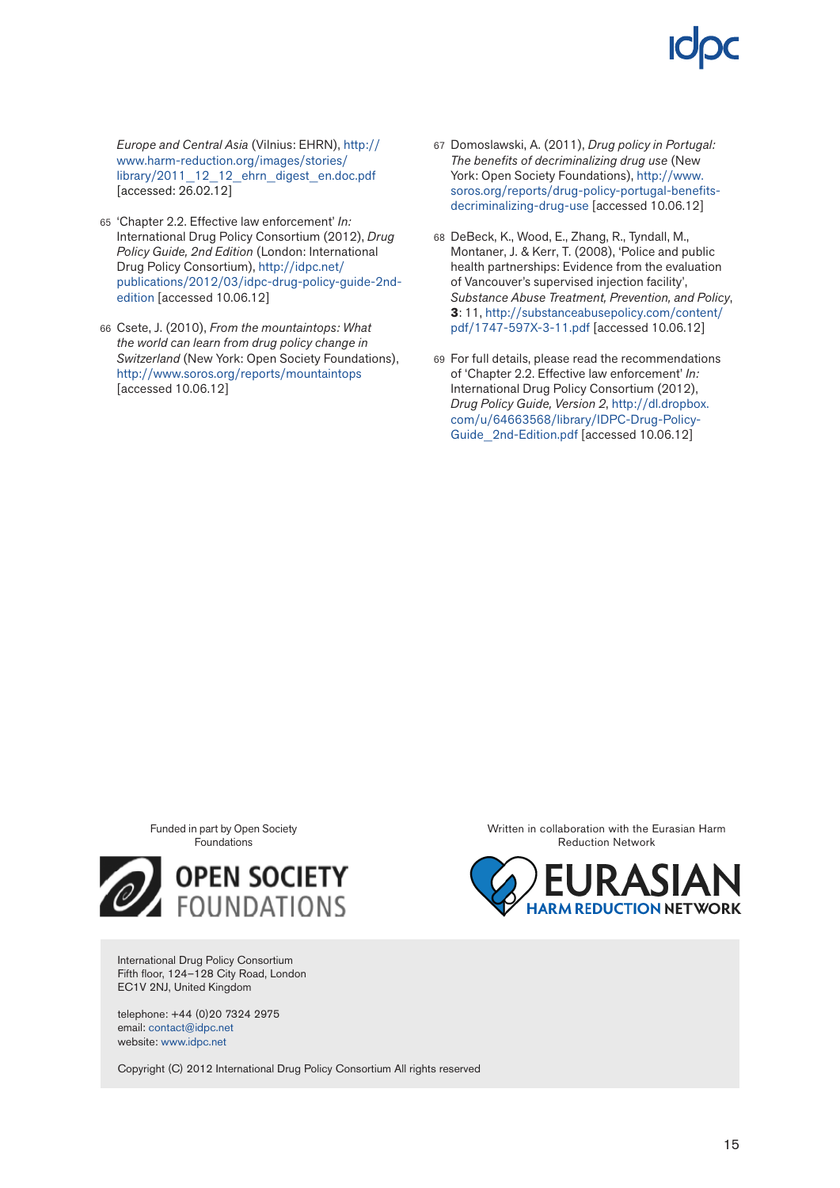*Europe and Central Asia* (Vilnius: EHRN), http://www.harm-reduction.org/images/stories/library/2011_12_12_ehrn_digest_en.doc.pdf [accessed: 26.02.12]

65 'Chapter 2.2. Effective law enforcement' *In:* International Drug Policy Consortium (2012), *Drug Policy Guide, 2nd Edition* (London: International Drug Policy Consortium), http://idpc.net/publications/2012/03/idpc-drug-policy-guide-2nd-edition [accessed 10.06.12]

66 Csete, J. (2010), *From the mountaintops: What the world can learn from drug policy change in Switzerland* (New York: Open Society Foundations), http://www.soros.org/reports/mountaintops [accessed 10.06.12]

67 Domoslawski, A. (2011), *Drug policy in Portugal: The benefits of decriminalizing drug use* (New York: Open Society Foundations), http://www.soros.org/reports/drug-policy-portugal-benefits-decriminalizing-drug-use [accessed 10.06.12]

68 DeBeck, K., Wood, E., Zhang, R., Tyndall, M., Montaner, J. & Kerr, T. (2008), 'Police and public health partnerships: Evidence from the evaluation of Vancouver's supervised injection facility', *Substance Abuse Treatment, Prevention, and Policy*, **3**: 11, http://substanceabusepolicy.com/content/pdf/1747-597X-3-11.pdf [accessed 10.06.12]

69 For full details, please read the recommendations of 'Chapter 2.2. Effective law enforcement' *In:* International Drug Policy Consortium (2012), *Drug Policy Guide, Version 2*, http://dl.dropbox.com/u/64663568/library/IDPC-Drug-Policy-Guide_2nd-Edition.pdf [accessed 10.06.12]

Funded in part by Open Society Foundations

OPEN SOCIETY FOUNDATIONS

Written in collaboration with the Eurasian Harm Reduction Network

EURASIAN HARM REDUCTION NETWORK

International Drug Policy Consortium
Fifth floor, 124–128 City Road, London
EC1V 2NJ, United Kingdom

telephone: +44 (0)20 7324 2975
email: contact@idpc.net
website: www.idpc.net

Copyright (C) 2012 International Drug Policy Consortium All rights reserved